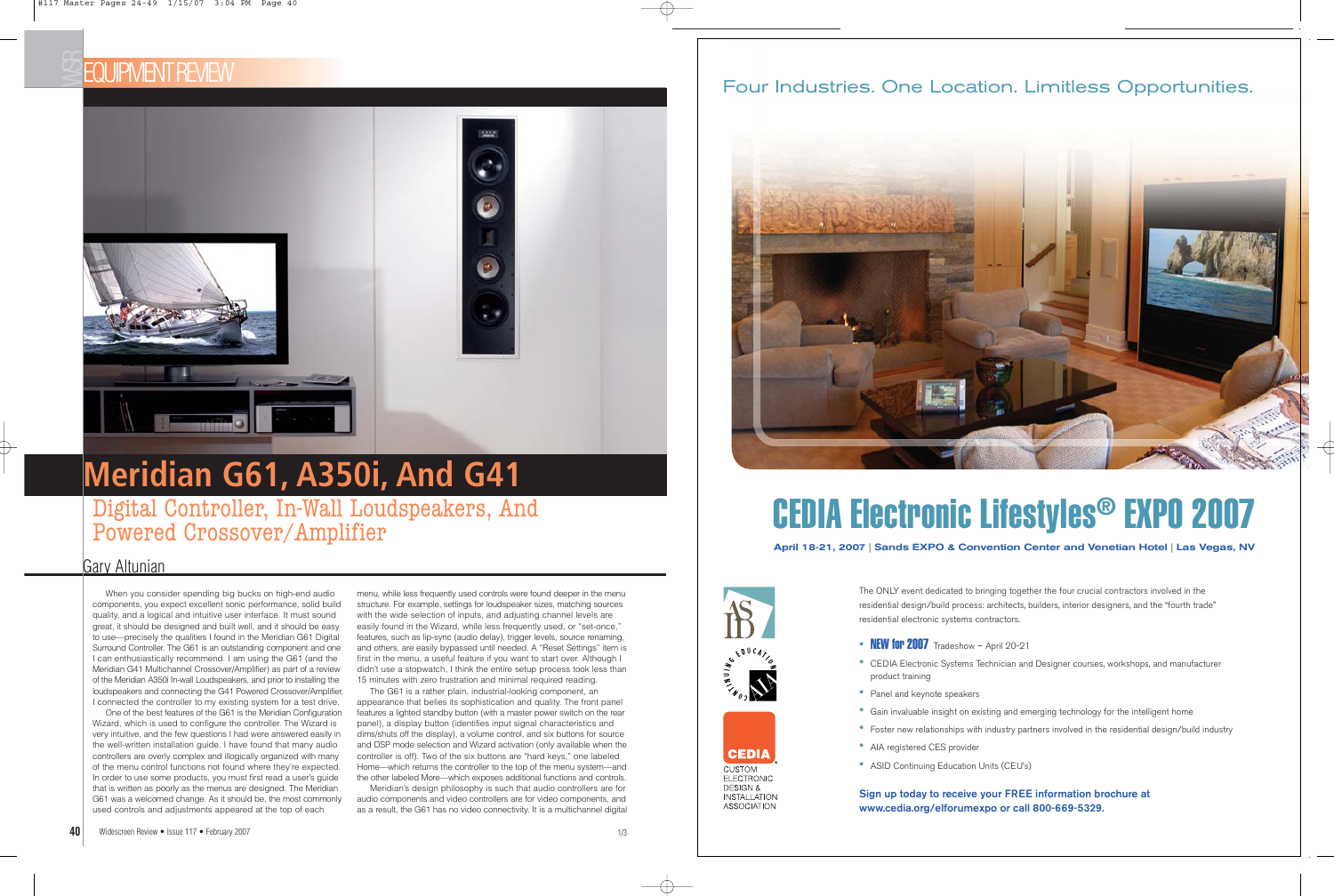# Meridian G61, A350i, And G41

## Digital Controller, In-Wall Loudspeakers, And Powered Crossover/Amplifier

Gary Altunian

When you consider spending big bucks on high-end audio components, you expect excellent sonic performance, solid build quality, and a logical and intuitive user interface. It must sound great, it should be designed and built well, and it should be easy to use—precisely the qualities I found in the Meridian G61 Digital Surround Controller. The G61 is an outstanding component and one I can enthusiastically recommend. I am using the G61 (and the Meridian G41 Multichannel Crossover/Amplifier) as part of a review of the Meridian A350i In-wall Loudspeakers, and prior to installing the loudspeakers and connecting the G41 Powered Crossover/Amplifier, I connected the controller to my existing system for a test drive.

One of the best features of the G61 is the Meridian Configuration Wizard, which is used to configure the controller. The Wizard is very intuitive, and the few questions I had were answered easily in the well-written installation guide. I have found that many audio controllers are overly complex and illogically organized with many of the menu control functions not found where they're expected. In order to use some products, you must first read a user's guide that is written as poorly as the menus are designed. The Meridian G61 was a welcomed change. As it should be, the most commonly used controls and adjustments appeared at the top of each menu, while less frequently used controls were found deeper in the menu structure. For example, settings for loudspeaker sizes, matching sources with the wide selection of inputs, and adjusting channel levels are easily found in the Wizard, while less frequently used, or "set-once," features, such as lip-sync (audio delay), trigger levels, source renaming, and others, are easily bypassed until needed. A "Reset Settings" item is first in the menu, a useful feature if you want to start over. Although I didn't use a stopwatch, I think the entire setup process took less than 15 minutes with zero frustration and minimal required reading.

The G61 is a rather plain, industrial-looking component, an appearance that belies its sophistication and quality. The front panel features a lighted standby button (with a master power switch on the rear panel), a display button (identifies input signal characteristics and dims/shuts off the display), a volume control, and six buttons for source and DSP mode selection and Wizard activation (only available when the controller is off). Two of the six buttons are "hard keys," one labeled Home—which returns the controller to the top of the menu system—and the other labeled More—which exposes additional functions and controls.

Meridian's design philosophy is such that audio controllers are for audio components and video controllers are for video components, and as a result, the G61 has no video connectivity. It is a multichannel digital

---

Four Industries. One Location. Limitless Opportunities.

# CEDIA Electronic Lifestyles® EXPO 2007

**April 18-21, 2007 | Sands EXPO & Convention Center and Venetian Hotel | Las Vegas, NV**

The ONLY event dedicated to bringing together the four crucial contractors involved in the residential design/build process: architects, builders, interior designers, and the "fourth trade" residential electronic systems contractors.

- **NEW for 2007** Tradeshow – April 20-21
- CEDIA Electronic Systems Technician and Designer courses, workshops, and manufacturer product training
- Panel and keynote speakers
- Gain invaluable insight on existing and emerging technology for the intelligent home
- Foster new relationships with industry partners involved in the residential design/build industry
- AIA registered CES provider
- ASID Continuing Education Units (CEU's)

**Sign up today to receive your FREE information brochure at www.cedia.org/elforumexpo or call 800-669-5329.**

CEDIA — Custom Electronic Design & Installation Association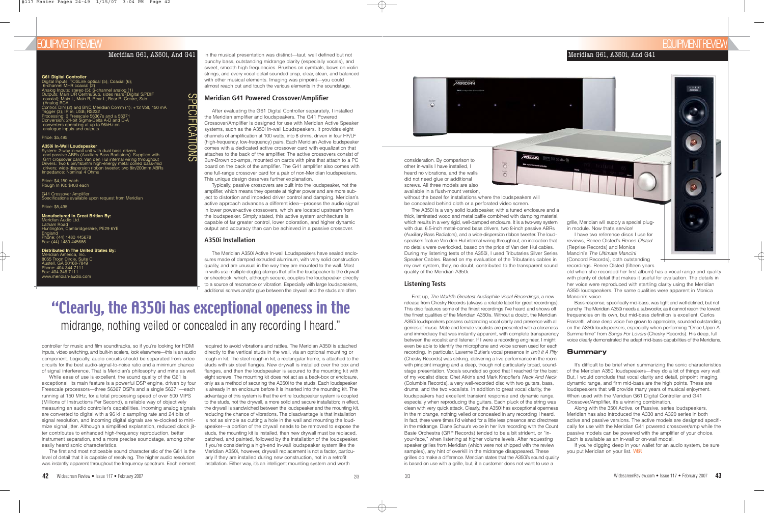## Meridian G61, A350i, And G41

### SPECIFICATIONS

**G61 Digital Controller**
Digital Inputs: TOSLink optical (5); Coaxial (6); 6-channel MHR coaxial (2)
Analog Inputs: stereo (5); 6-channel analog (1)
Outputs: Main L/R Centre/Sub, sides rears (Digital S/PDIF coaxial); Main L, Main R, Rear L, Rear R, Centre, Sub (Analog RCA
Control: DIN (2) and BNC Meridian Comm (1); +12 Volt, 150 mA Trigger (3); IR in; USB; RS232
Processing: 3 Freescale 56367s and a 56371
Conversion: 24-bit Sigma-Delta A-D and D-A converters operating at up to 96kHz on analogue inputs and outputs

Price: $5,495

**A350i In-Wall Loudspeaker**
System: 2-way in-wall unit with dual bass drivers and passive ABRs (Auxiliary Bass Radiators). Supplied with G41 crossover card. Van den Hul internal wiring throughout
Drivers: Two 6.5in/165mm high-energy metal coned bass-mid drivers; wide-dispersion ribbon tweeter; two 8in/200mm ABRs
Impedance: Nominal 4 Ohms

Price: $4,150 each
Rough In Kit: $400 each

G41 Crossover Amplifier
Soecifications available upon request from Meridian

Price: $5,495

**Manufactured In Great Britain By:**
Meridian Audio Ltd.
Latham Road
Huntington, Cambridgeshire, PE29 6YE
England
Phone: (44) 1480 445678
Fax: (44) 1480 445686

**Distributed In The United States By:**
Meridian America, Inc.
8055 Troon Circle, Suite C
Austell, GA 30168-7849
Phone: 404 344 7111
Fax: 404 346 7111
www.meridian-audio.com

controller for music and film soundtracks, so if you're looking for HDMI inputs, video switching, and built-in scalers, look elsewhere—this is an audio component. Logically, audio circuits should be separated from video circuits for the best audio-signal-to-noise ratio and a minimum chance of signal interference. That is Meridian's philosophy and mine as well.

While ease of use is excellent, the sound quality of the G61 is exceptional. Its main feature is a powerful DSP engine, driven by four Freescale processors—three 56367 DSPs and a single 56371—each running at 150 MHz, for a total processing speed of over 500 MIPS (Millions of Instructions Per Second), a reliable way of objectively measuring an audio controller's capabilities. Incoming analog signals are converted to digital with a 96 kHz sampling rate and 24 bits of signal resolution, and incoming digital signals are re-clocked to minimize signal jitter. Although a simplified explanation, reduced clock jitter contributes to enhanced high-frequency reproduction, better instrument separation, and a more precise soundstage, among other easily heard sonic characteristics.

The first and most noticeable sound characteristic of the G61 is the level of detail that it is capable of resolving. The higher audio resolution was instantly apparent throughout the frequency spectrum. Each element in the musical presentation was distinct—taut, well defined but not punchy bass, outstanding midrange clarity (especially vocals), and sweet, smooth high frequencies. Brushes on cymbals, bows on violin strings, and every vocal detail sounded crisp, clear, clean, and balanced with other musical elements. Imaging was pinpoint—you could almost reach out and touch the various elements in the soundstage.

### Meridian G41 Powered Crossover/Amplifier

After evaluating the G61 Digital Controller separately, I installed the Meridian amplifier and loudspeakers. The G41 Powered Crossover/Amplifier is designed for use with Meridian Active Speaker systems, such as the A350i In-wall Loudspeakers. It provides eight channels of amplification at 100 watts, into 8 ohms, driven in four HF/LF (high-frequency, low-frequency) pairs. Each Meridian Active loudspeaker comes with a dedicated active crossover card with equalization that attaches to the back of the amplifier. The active crossovers consist of Burr-Brown op-amps, mounted on cards with pins that attach to a PC board on the back of the amplifier. The G41 amplifier also comes with one full-range crossover card for a pair of non-Meridian loudspeakers. This unique design deserves further explanation.

Typically, passive crossovers are built into the loudspeaker, not the amplifier, which means they operate at higher power and are more subject to distortion and impeded driver control and damping. Meridian's active approach advances a different idea—process the audio signal in lower power-active crossovers, which are located upstream from the loudspeaker. Simply stated, this active system architecture is capable of far greater control, lower coloration, and higher dynamic output and accuracy than can be achieved in a passive crossover.

### A350i Installation

The Meridian A350i Active In-wall Loudspeakers have sealed enclosures made of damped extruded aluminum, with very solid construction quality, and are unusual in the way they are mounted to the wall. Most in-walls use multiple dogleg clamps that affix the loudspeaker to the drywall or sheetrock, which, although secure, couples the loudspeaker directly to a source of resonance or vibration. Especially with large loudspeakers, additional screws and/or glue between the drywall and the studs are often required to avoid vibrations and rattles. The Meridian A350i is attached directly to the vertical studs in the wall, via an optional mounting or rough-in kit. The steel rough-in kit, a rectangular frame, is attached to the studs with six steel flanges. New drywall is installed over the box and flanges, and then the loudspeaker is secured to the mounting kit with eight screws. The mounting kit does not act as a back-box or enclosure, only as a method of securing the A350i to the studs. Each loudspeaker is already in an enclosure before it is inserted into the mounting kit. The advantage of this system is that the entire loudspeaker system is coupled to the studs, not the drywall, a more solid and secure installation; in effect, the drywall is sandwiched between the loudspeaker and the mounting kit, reducing the chance of vibrations. The disadvantage is that installation is not as simple as cutting a hole in the wall and mounting the loudspeaker—a portion of the drywall needs to be removed to expose the studs, the mounting kit is installed, then new drywall must be replaced, patched, and painted, followed by the installation of the loudspeaker. If you're considering a high-end in-wall loudspeaker system like the Meridian A350i, however, drywall replacement is not a factor, particularly if they are installed during new construction, not in a retrofit installation. Either way, it's an intelligent mounting system and worth consideration. By comparison to other in-walls I have installed, I heard no vibrations, and the walls did not need glue or additional screws. All three models are also available in a flush-mount version, without the bezel for installations where the loudspeakers will be concealed behind cloth or a perforated video screen.

**"Clearly, the A350i has exceptional openess in the midrange, nothing veiled or concealed in any recording I heard."**

The A350i is a very solid loudspeaker, with a tuned enclosure and a thick, laminated wood and metal baffle combined with damping material, which results in a very rigid, well-damped enclosure. It is a two-way system with dual 6.5-inch metal-coned bass drivers, two 8-inch passive ABRs (Auxiliary Bass Radiators), and a wide-dispersion ribbon tweeter. The loudspeakers feature Van den Hul internal wiring throughout, an indication that no details were overlooked, based on the price of Van den Hul cables. During my listening tests of the A350i, I used Tributaries Silver Series Speaker Cables. Based on my evaluation of the Tributaries cables in my own system, they, no doubt, contributed to the transparent sound quality of the Meridian A350i.

### Listening Tests

First up, *The World's Greatest Audiophile Vocal Recordings*, a new release from Chesky Records (always a reliable label for great recordings). This disc features some of the finest recordings I've heard and shows off the finest qualities of the Meridian A350is. Without a doubt, the Meridian A350i loudspeakers possess outstanding vocal clarity and presence with all genres of music. Male and female vocalists are presented with a closeness and immediacy that was instantly apparent, with complete transparency between the vocalist and listener. If I were a recording engineer, I might even be able to identify the microphone and voice screen used for each recording. In particular, Laverne Butler's vocal presence in *Isn't It A Pity* (Chesky Records) was striking, delivering a live performance in the room with pinpoint imaging and a deep, though not particularly broad, soundstage presentation. Vocals sounded so good that I reached for the best of my vocalist discs: Chet Atkin's and Mark Knopfler's *Neck And Neck* (Columbia Records), a very well-recorded disc with two guitars, bass, drums, and the two vocalists. In addition to great vocal clarity, the loudspeakers had excellent transient response and dynamic range, especially when reproducing the guitars. Each pluck of the string was clean with very quick attack. Clearly, the A350i has exceptional openness in the midrange, nothing veiled or concealed in any recording I heard. In fact, there were times I'd wished for a little less presence and directness in the midrange. Diane Schuur's voice in her live recording with the Count Basie Orchestra (GRP Records) tended to be a bit strident, or "in-your-face," when listening at higher volume levels. After requesting speaker grilles from Meridian (which were not shipped with the review samples), any hint of overkill in the midrange disappeared. These grilles do make a difference. Meridian states that the A350i's sound quality is based on use with a grille, but, if a customer does not want to use a grille, Meridian will supply a special plug-in module. Now that's service!

I have two reference discs I use for reviews, Renee Olsted's *Renee Olsted* (Reprise Records) and Monica Mancini's *The Ultimate Mancini* (Concord Records), both outstanding recordings. Renee Olsted (fifteen years old when she recorded her first album) has a vocal range and quality with plenty of detail that makes it useful for evaluation. The details in her voice were reproduced with startling clarity using the Meridian A350i loudspeakers. The same qualities were apparent in Monica Mancini's voice.

Bass response, specifically mid-bass, was tight and well defined, but not punchy. The Meridian A350i needs a subwoofer, as it cannot reach the lowest frequencies on its own, but mid-bass definition is excellent. Carlos Franzetti, whose deep voice I've grown to appreciate, sounded outstanding on the A350i loudspeakers, especially when performing "Once Upon A Summertime" from *Songs For Lovers* (Chesky Records). His deep, full voice clearly demonstrated the adept mid-bass capabilities of the Meridians.

### Summary

It's difficult to be brief when summarizing the sonic characteristics of the Meridian A350i loudspeakers—they do a lot of things very well. But, I would conclude that vocal clarity and detail, pinpoint imaging, dynamic range, and firm mid-bass are the high points. These are loudspeakers that will provide many years of musical enjoyment. When used with the Meridian G61 Digital Controller and G41 Crossover/Amplifier, it's a winning combination.

Along with the 350i Active, or Passive, series loudspeakers, Meridian has also introduced the A330 and A320 series in both active and passive versions. The active models are designed specifically for use with the Meridian G41 powered crossover/amp while the passive models can be powered with the amplifier of your choice. Each is available as an in-wall or on-wall model.

If you're digging deep in your wallet for an audio system, be sure you put Meridian on your list. WSR